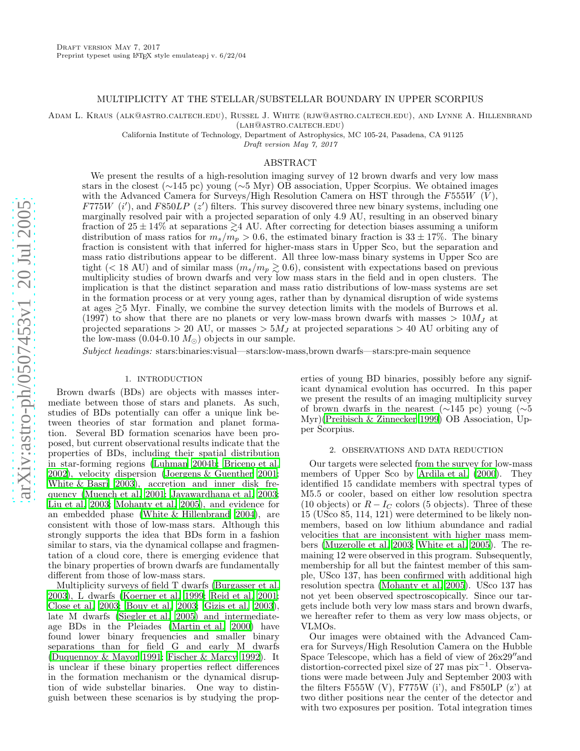Draft version May 7, 2017
Preprint typeset using LaTeX style emulateapj v. 6/22/04

# MULTIPLICITY AT THE STELLAR/SUBSTELLAR BOUNDARY IN UPPER SCORPIUS

Adam L. Kraus (alk@astro.caltech.edu), Russel J. White (rjw@astro.caltech.edu), and Lynne A. Hillenbrand (lah@astro.caltech.edu)

California Institute of Technology, Department of Astrophysics, MC 105-24, Pasadena, CA 91125

*Draft version May 7, 2017*

## ABSTRACT

We present the results of a high-resolution imaging survey of 12 brown dwarfs and very low mass stars in the closest ($\sim$145 pc) young ($\sim$5 Myr) OB association, Upper Scorpius. We obtained images with the Advanced Camera for Surveys/High Resolution Camera on HST through the $F555W$ ($V$), $F775W$ ($i'$), and $F850LP$ ($z'$) filters. This survey discovered three new binary systems, including one marginally resolved pair with a projected separation of only 4.9 AU, resulting in an observed binary fraction of $25 \pm 14\%$ at separations $\gtrsim$4 AU. After correcting for detection biases assuming a uniform distribution of mass ratios for $m_s/m_p > 0.6$, the estimated binary fraction is $33 \pm 17\%$. The binary fraction is consistent with that inferred for higher-mass stars in Upper Sco, but the separation and mass ratio distributions appear to be different. All three low-mass binary systems in Upper Sco are tight ($< 18$ AU) and of similar mass ($m_s/m_p \gtrsim 0.6$), consistent with expectations based on previous multiplicity studies of brown dwarfs and very low mass stars in the field and in open clusters. The implication is that the distinct separation and mass ratio distributions of low-mass systems are set in the formation process or at very young ages, rather than by dynamical disruption of wide systems at ages $\gtrsim$5 Myr. Finally, we combine the survey detection limits with the models of Burrows et al. (1997) to show that there are no planets or very low-mass brown dwarfs with masses $> 10M_J$ at projected separations $> 20$ AU, or masses $> 5M_J$ at projected separations $> 40$ AU orbiting any of the low-mass (0.04-0.10 $M_\odot$) objects in our sample.

*Subject headings:* stars:binaries:visual—stars:low-mass,brown dwarfs—stars:pre-main sequence

## 1. INTRODUCTION

Brown dwarfs (BDs) are objects with masses intermediate between those of stars and planets. As such, studies of BDs potentially can offer a unique link between theories of star formation and planet formation. Several BD formation scenarios have been proposed, but current observational results indicate that the properties of BDs, including their spatial distribution in star-forming regions (Luhman 2004b; Briceno et al. 2002), velocity dispersion (Joergens & Guenther 2001; White & Basri 2003), accretion and inner disk frequency (Muench et al. 2001; Jayawardhana et al. 2003; Liu et al. 2003; Mohanty et al. 2005), and evidence for an embedded phase (White & Hillenbrand 2004), are consistent with those of low-mass stars. Although this strongly supports the idea that BDs form in a fashion similar to stars, via the dynamical collapse and fragmentation of a cloud core, there is emerging evidence that the binary properties of brown dwarfs are fundamentally different from those of low-mass stars.

Multiplicity surveys of field T dwarfs (Burgasser et al. 2003), L dwarfs (Koerner et al. 1999; Reid et al. 2001; Close et al. 2003; Bouy et al. 2003; Gizis et al. 2003), late M dwarfs (Siegler et al. 2005) and intermediate-age BDs in the Pleiades (Martin et al. 2000) have found lower binary frequencies and smaller binary separations than for field G and early M dwarfs (Duquennoy & Mayor 1991; Fischer & Marcy 1992). It is unclear if these binary properties reflect differences in the formation mechanism or the dynamical disruption of wide substellar binaries. One way to distinguish between these scenarios is by studying the properties of young BD binaries, possibly before any significant dynamical evolution has occurred. In this paper we present the results of an imaging multiplicity survey of brown dwarfs in the nearest ($\sim$145 pc) young ($\sim$5 Myr)(Preibisch & Zinnecker 1999) OB Association, Upper Scorpius.

## 2. OBSERVATIONS AND DATA REDUCTION

Our targets were selected from the survey for low-mass members of Upper Sco by Ardila et al. (2000). They identified 15 candidate members with spectral types of M5.5 or cooler, based on either low resolution spectra (10 objects) or $R - I_C$ colors (5 objects). Three of these 15 (USco 85, 114, 121) were determined to be likely nonmembers, based on low lithium abundance and radial velocities that are inconsistent with higher mass members (Muzerolle et al. 2003; White et al. 2005). The remaining 12 were observed in this program. Subsequently, membership for all but the faintest member of this sample, USco 137, has been confirmed with additional high resolution spectra (Mohanty et al. 2005). USco 137 has not yet been observed spectroscopically. Since our targets include both very low mass stars and brown dwarfs, we hereafter refer to them as very low mass objects, or VLMOs.

Our images were obtained with the Advanced Camera for Surveys/High Resolution Camera on the Hubble Space Telescope, which has a field of view of 26x29″and distortion-corrected pixel size of 27 mas pix$^{-1}$. Observations were made between July and September 2003 with the filters F555W (V), F775W (i'), and F850LP (z') at two dither positions near the center of the detector and with two exposures per position. Total integration times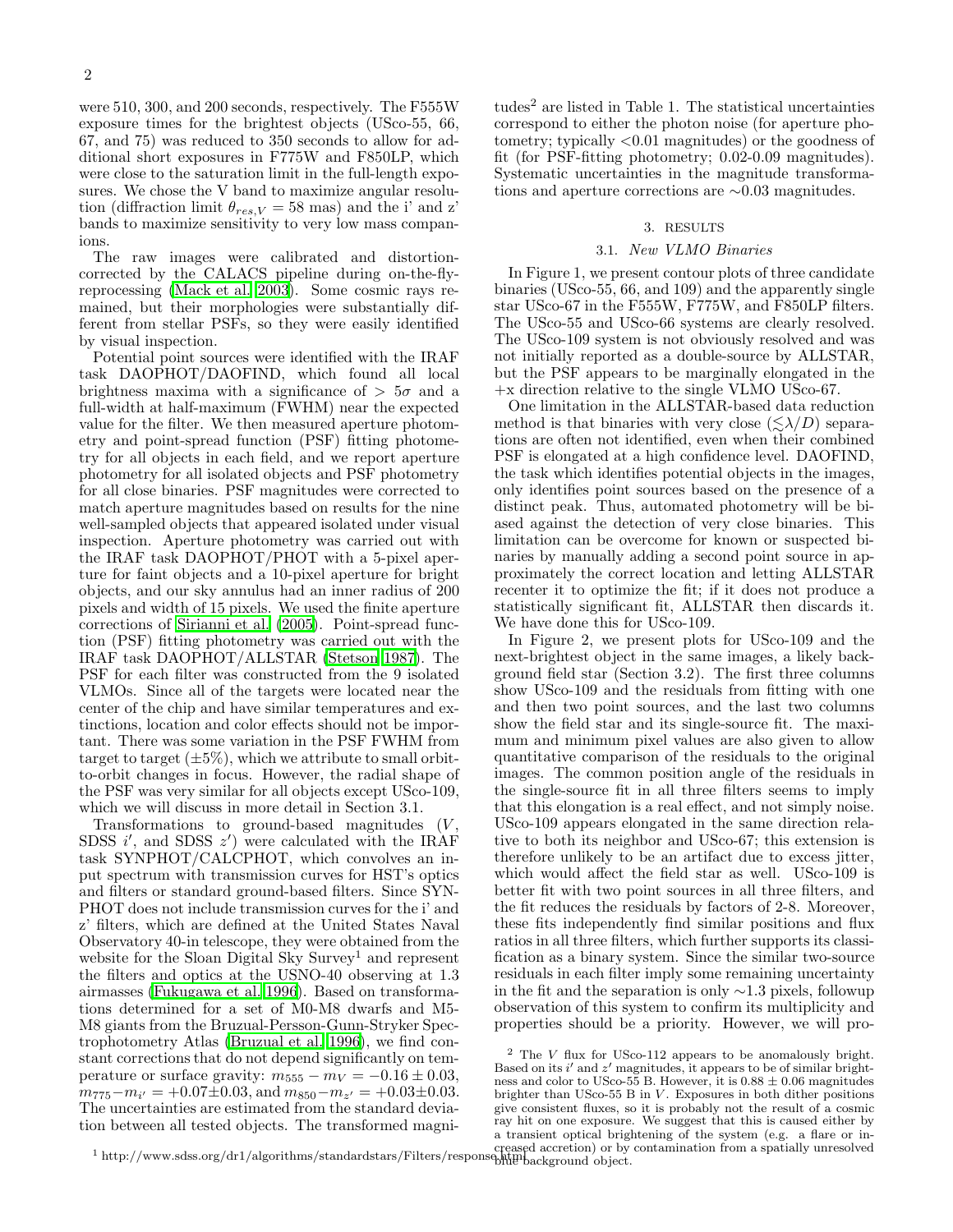were 510, 300, and 200 seconds, respectively. The F555W exposure times for the brightest objects (USco-55, 66, 67, and 75) was reduced to 350 seconds to allow for additional short exposures in F775W and F850LP, which were close to the saturation limit in the full-length exposures. We chose the V band to maximize angular resolution (diffraction limit $\theta_{res,V} = 58$ mas) and the i' and z' bands to maximize sensitivity to very low mass companions.

The raw images were calibrated and distortion-corrected by the CALACS pipeline during on-the-fly-reprocessing (Mack et al. 2003). Some cosmic rays remained, but their morphologies were substantially different from stellar PSFs, so they were easily identified by visual inspection.

Potential point sources were identified with the IRAF task DAOPHOT/DAOFIND, which found all local brightness maxima with a significance of $> 5\sigma$ and a full-width at half-maximum (FWHM) near the expected value for the filter. We then measured aperture photometry and point-spread function (PSF) fitting photometry for all objects in each field, and we report aperture photometry for all isolated objects and PSF photometry for all close binaries. PSF magnitudes were corrected to match aperture magnitudes based on results for the nine well-sampled objects that appeared isolated under visual inspection. Aperture photometry was carried out with the IRAF task DAOPHOT/PHOT with a 5-pixel aperture for faint objects and a 10-pixel aperture for bright objects, and our sky annulus had an inner radius of 200 pixels and width of 15 pixels. We used the finite aperture corrections of Sirianni et al. (2005). Point-spread function (PSF) fitting photometry was carried out with the IRAF task DAOPHOT/ALLSTAR (Stetson 1987). The PSF for each filter was constructed from the 9 isolated VLMOs. Since all of the targets were located near the center of the chip and have similar temperatures and extinctions, location and color effects should not be important. There was some variation in the PSF FWHM from target to target ($\pm 5\%$), which we attribute to small orbit-to-orbit changes in focus. However, the radial shape of the PSF was very similar for all objects except USco-109, which we will discuss in more detail in Section 3.1.

Transformations to ground-based magnitudes ($V$, SDSS $i'$, and SDSS $z'$) were calculated with the IRAF task SYNPHOT/CALCPHOT, which convolves an input spectrum with transmission curves for HST's optics and filters or standard ground-based filters. Since SYNPHOT does not include transmission curves for the i' and z' filters, which are defined at the United States Naval Observatory 40-in telescope, they were obtained from the website for the Sloan Digital Sky Survey[1] and represent the filters and optics at the USNO-40 observing at 1.3 airmasses (Fukugawa et al. 1996). Based on transformations determined for a set of M0-M8 dwarfs and M5-M8 giants from the Bruzual-Persson-Gunn-Stryker Spectrophotometry Atlas (Bruzual et al. 1996), we find constant corrections that do not depend significantly on temperature or surface gravity: $m_{555} - m_V = -0.16 \pm 0.03$, $m_{775} - m_{i'} = +0.07 \pm 0.03$, and $m_{850} - m_{z'} = +0.03 \pm 0.03$. The uncertainties are estimated from the standard deviation between all tested objects. The transformed magnitudes[2] are listed in Table 1. The statistical uncertainties correspond to either the photon noise (for aperture photometry; typically $<0.01$ magnitudes) or the goodness of fit (for PSF-fitting photometry; 0.02-0.09 magnitudes). Systematic uncertainties in the magnitude transformations and aperture corrections are $\sim 0.03$ magnitudes.

## 3. RESULTS

### 3.1. *New VLMO Binaries*

In Figure 1, we present contour plots of three candidate binaries (USco-55, 66, and 109) and the apparently single star USco-67 in the F555W, F775W, and F850LP filters. The USco-55 and USco-66 systems are clearly resolved. The USco-109 system is not obviously resolved and was not initially reported as a double-source by ALLSTAR, but the PSF appears to be marginally elongated in the +x direction relative to the single VLMO USco-67.

One limitation in the ALLSTAR-based data reduction method is that binaries with very close ($\lesssim \lambda/D$) separations are often not identified, even when their combined PSF is elongated at a high confidence level. DAOFIND, the task which identifies potential objects in the images, only identifies point sources based on the presence of a distinct peak. Thus, automated photometry will be biased against the detection of very close binaries. This limitation can be overcome for known or suspected binaries by manually adding a second point source in approximately the correct location and letting ALLSTAR recenter it to optimize the fit; if it does not produce a statistically significant fit, ALLSTAR then discards it. We have done this for USco-109.

In Figure 2, we present plots for USco-109 and the next-brightest object in the same images, a likely background field star (Section 3.2). The first three columns show USco-109 and the residuals from fitting with one and then two point sources, and the last two columns show the field star and its single-source fit. The maximum and minimum pixel values are also given to allow quantitative comparison of the residuals to the original images. The common position angle of the residuals in the single-source fit in all three filters seems to imply that this elongation is a real effect, and not simply noise. USco-109 appears elongated in the same direction relative to both its neighbor and USco-67; this extension is therefore unlikely to be an artifact due to excess jitter, which would affect the field star as well. USco-109 is better fit with two point sources in all three filters, and the fit reduces the residuals by factors of 2-8. Moreover, these fits independently find similar positions and flux ratios in all three filters, which further supports its classification as a binary system. Since the similar two-source residuals in each filter imply some remaining uncertainty in the fit and the separation is only $\sim 1.3$ pixels, followup observation of this system to confirm its multiplicity and properties should be a priority. However, we will pro-

[1] http://www.sdss.org/dr1/algorithms/standardstars/Filters/response.html

[2] The $V$ flux for USco-112 appears to be anomalously bright. Based on its $i'$ and $z'$ magnitudes, it appears to be of similar brightness and color to USco-55 B. However, it is $0.88 \pm 0.06$ magnitudes brighter than USco-55 B in $V$. Exposures in both dither positions give consistent fluxes, so it is probably not the result of a cosmic ray hit on one exposure. We suggest that this is caused either by a transient optical brightening of the system (e.g. a flare or increased accretion) or by contamination from a spatially unresolved blue background object.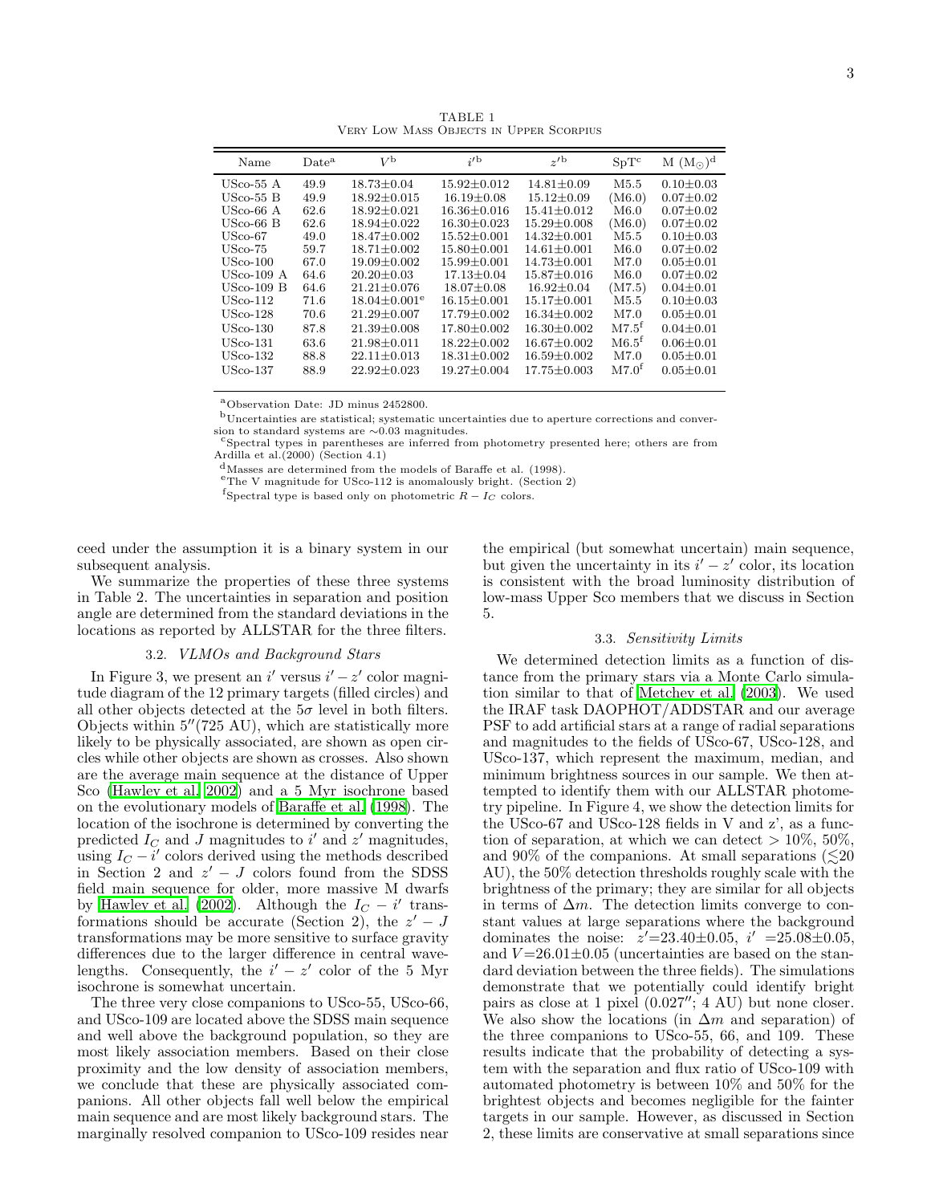TABLE 1
VERY LOW MASS OBJECTS IN UPPER SCORPIUS

| Name | Date[a] | $V$[b] | $i'$[b] | $z'$[b] | SpT[c] | M ($M_\odot$)[d] |
|---|---|---|---|---|---|---|
| USco-55 A | 49.9 | 18.73±0.04 | 15.92±0.012 | 14.81±0.09 | M5.5 | 0.10±0.03 |
| USco-55 B | 49.9 | 18.92±0.015 | 16.19±0.08 | 15.12±0.09 | (M6.0) | 0.07±0.02 |
| USco-66 A | 62.6 | 18.92±0.021 | 16.36±0.016 | 15.41±0.012 | M6.0 | 0.07±0.02 |
| USco-66 B | 62.6 | 18.94±0.022 | 16.30±0.023 | 15.29±0.008 | (M6.0) | 0.07±0.02 |
| USco-67 | 49.0 | 18.47±0.002 | 15.52±0.001 | 14.32±0.001 | M5.5 | 0.10±0.03 |
| USco-75 | 59.7 | 18.71±0.002 | 15.80±0.001 | 14.61±0.001 | M6.0 | 0.07±0.02 |
| USco-100 | 67.0 | 19.09±0.002 | 15.99±0.001 | 14.73±0.001 | M7.0 | 0.05±0.01 |
| USco-109 A | 64.6 | 20.20±0.03 | 17.13±0.04 | 15.87±0.016 | M6.0 | 0.07±0.02 |
| USco-109 B | 64.6 | 21.21±0.076 | 18.07±0.08 | 16.92±0.04 | (M7.5) | 0.04±0.01 |
| USco-112 | 71.6 | 18.04±0.001[e] | 16.15±0.001 | 15.17±0.001 | M5.5 | 0.10±0.03 |
| USco-128 | 70.6 | 21.29±0.007 | 17.79±0.002 | 16.34±0.002 | M7.0 | 0.05±0.01 |
| USco-130 | 87.8 | 21.39±0.008 | 17.80±0.002 | 16.30±0.002 | M7.5[f] | 0.04±0.01 |
| USco-131 | 63.6 | 21.98±0.011 | 18.22±0.002 | 16.67±0.002 | M6.5[f] | 0.06±0.01 |
| USco-132 | 88.8 | 22.11±0.013 | 18.31±0.002 | 16.59±0.002 | M7.0 | 0.05±0.01 |
| USco-137 | 88.9 | 22.92±0.023 | 19.27±0.004 | 17.75±0.003 | M7.0[f] | 0.05±0.01 |

[a]Observation Date: JD minus 2452800.
[b]Uncertainties are statistical; systematic uncertainties due to aperture corrections and conversion to standard systems are ∼0.03 magnitudes.
[c]Spectral types in parentheses are inferred from photometry presented here; others are from Ardilla et al.(2000) (Section 4.1)
[d]Masses are determined from the models of Baraffe et al. (1998).
[e]The V magnitude for USco-112 is anomalously bright. (Section 2)
[f]Spectral type is based only on photometric $R - I_C$ colors.

ceed under the assumption it is a binary system in our subsequent analysis.

We summarize the properties of these three systems in Table 2. The uncertainties in separation and position angle are determined from the standard deviations in the locations as reported by ALLSTAR for the three filters.

### 3.2. *VLMOs and Background Stars*

In Figure 3, we present an $i'$ versus $i' - z'$ color magnitude diagram of the 12 primary targets (filled circles) and all other objects detected at the $5\sigma$ level in both filters. Objects within 5″(725 AU), which are statistically more likely to be physically associated, are shown as open circles while other objects are shown as crosses. Also shown are the average main sequence at the distance of Upper Sco (Hawley et al. 2002) and a 5 Myr isochrone based on the evolutionary models of Baraffe et al. (1998). The location of the isochrone is determined by converting the predicted $I_C$ and $J$ magnitudes to $i'$ and $z'$ magnitudes, using $I_C - i'$ colors derived using the methods described in Section 2 and $z' - J$ colors found from the SDSS field main sequence for older, more massive M dwarfs by Hawley et al. (2002). Although the $I_C - i'$ transformations should be accurate (Section 2), the $z' - J$ transformations may be more sensitive to surface gravity differences due to the larger difference in central wavelengths. Consequently, the $i' - z'$ color of the 5 Myr isochrone is somewhat uncertain.

The three very close companions to USco-55, USco-66, and USco-109 are located above the SDSS main sequence and well above the background population, so they are most likely association members. Based on their close proximity and the low density of association members, we conclude that these are physically associated companions. All other objects fall well below the empirical main sequence and are most likely background stars. The marginally resolved companion to USco-109 resides near the empirical (but somewhat uncertain) main sequence, but given the uncertainty in its $i' - z'$ color, its location is consistent with the broad luminosity distribution of low-mass Upper Sco members that we discuss in Section 5.

### 3.3. *Sensitivity Limits*

We determined detection limits as a function of distance from the primary stars via a Monte Carlo simulation similar to that of Metchev et al. (2003). We used the IRAF task DAOPHOT/ADDSTAR and our average PSF to add artificial stars at a range of radial separations and magnitudes to the fields of USco-67, USco-128, and USco-137, which represent the maximum, median, and minimum brightness sources in our sample. We then attempted to identify them with our ALLSTAR photometry pipeline. In Figure 4, we show the detection limits for the USco-67 and USco-128 fields in V and z', as a function of separation, at which we can detect > 10%, 50%, and 90% of the companions. At small separations ($\lesssim$20 AU), the 50% detection thresholds roughly scale with the brightness of the primary; they are similar for all objects in terms of $\Delta m$. The detection limits converge to constant values at large separations where the background dominates the noise: $z'$=23.40±0.05, $i'$ =25.08±0.05, and $V$=26.01±0.05 (uncertainties are based on the standard deviation between the three fields). The simulations demonstrate that we potentially could identify bright pairs as close at 1 pixel (0.027″; 4 AU) but none closer. We also show the locations (in $\Delta m$ and separation) of the three companions to USco-55, 66, and 109. These results indicate that the probability of detecting a system with the separation and flux ratio of USco-109 with automated photometry is between 10% and 50% for the brightest objects and becomes negligible for the fainter targets in our sample. However, as discussed in Section 2, these limits are conservative at small separations since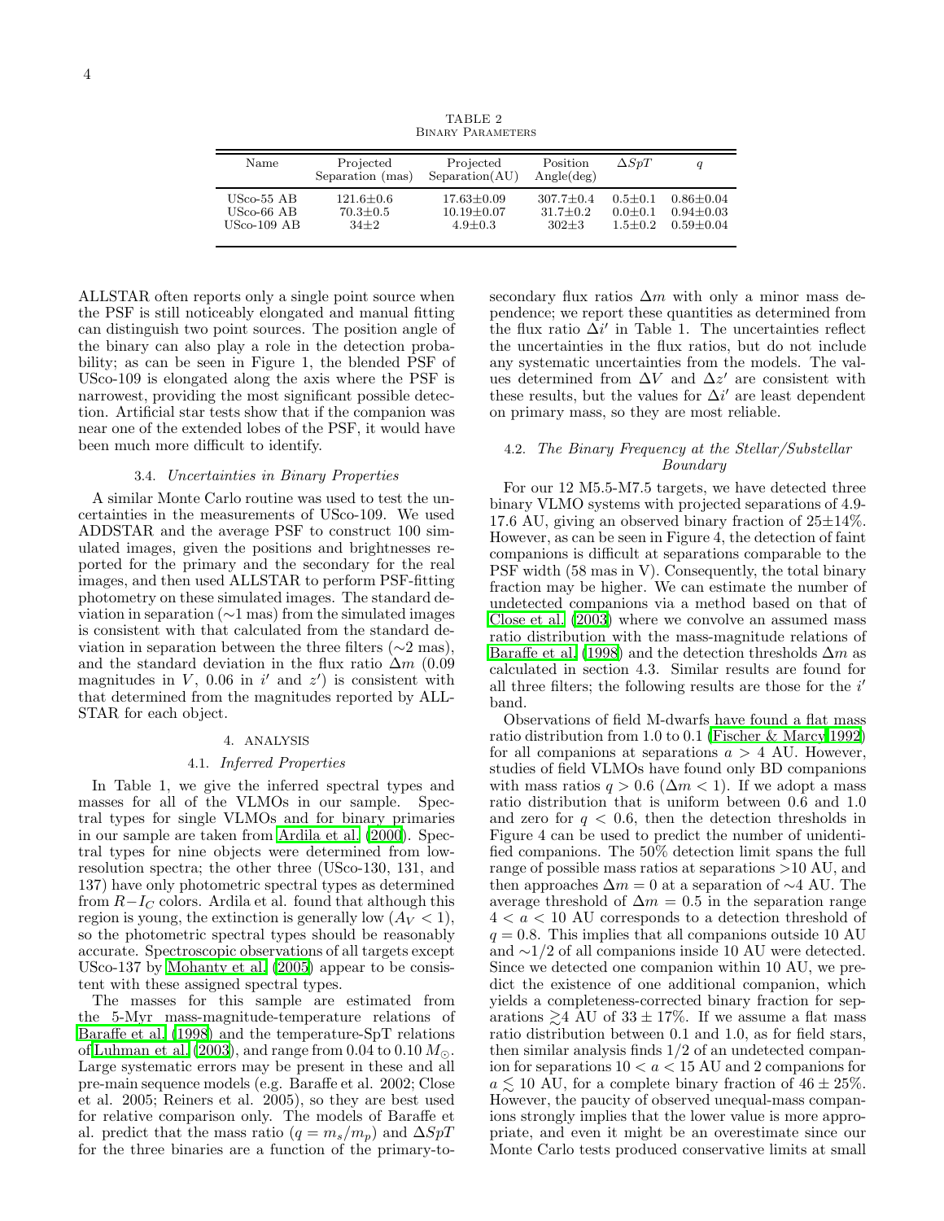TABLE 2
Binary Parameters

| Name | Projected Separation (mas) | Projected Separation(AU) | Position Angle(deg) | $\Delta SpT$ | $q$ |
|---|---|---|---|---|---|
| USco-55 AB | 121.6±0.6 | 17.63±0.09 | 307.7±0.4 | 0.5±0.1 | 0.86±0.04 |
| USco-66 AB | 70.3±0.5 | 10.19±0.07 | 31.7±0.2 | 0.0±0.1 | 0.94±0.03 |
| USco-109 AB | 34±2 | 4.9±0.3 | 302±3 | 1.5±0.2 | 0.59±0.04 |

ALLSTAR often reports only a single point source when the PSF is still noticeably elongated and manual fitting can distinguish two point sources. The position angle of the binary can also play a role in the detection probability; as can be seen in Figure 1, the blended PSF of USco-109 is elongated along the axis where the PSF is narrowest, providing the most significant possible detection. Artificial star tests show that if the companion was near one of the extended lobes of the PSF, it would have been much more difficult to identify.

### 3.4. *Uncertainties in Binary Properties*

A similar Monte Carlo routine was used to test the uncertainties in the measurements of USco-109. We used ADDSTAR and the average PSF to construct 100 simulated images, given the positions and brightnesses reported for the primary and the secondary for the real images, and then used ALLSTAR to perform PSF-fitting photometry on these simulated images. The standard deviation in separation (~1 mas) from the simulated images is consistent with that calculated from the standard deviation in separation between the three filters (~2 mas), and the standard deviation in the flux ratio $\Delta m$ (0.09 magnitudes in $V$, 0.06 in $i'$ and $z'$) is consistent with that determined from the magnitudes reported by ALLSTAR for each object.

## 4. ANALYSIS

### 4.1. *Inferred Properties*

In Table 1, we give the inferred spectral types and masses for all of the VLMOs in our sample. Spectral types for single VLMOs and for binary primaries in our sample are taken from Ardila et al. (2000). Spectral types for nine objects were determined from low-resolution spectra; the other three (USco-130, 131, and 137) have only photometric spectral types as determined from $R-I_C$ colors. Ardila et al. found that although this region is young, the extinction is generally low ($A_V < 1$), so the photometric spectral types should be reasonably accurate. Spectroscopic observations of all targets except USco-137 by Mohanty et al. (2005) appear to be consistent with these assigned spectral types.

The masses for this sample are estimated from the 5-Myr mass-magnitude-temperature relations of Baraffe et al. (1998) and the temperature-SpT relations of Luhman et al. (2003), and range from 0.04 to 0.10 $M_\odot$. Large systematic errors may be present in these and all pre-main sequence models (e.g. Baraffe et al. 2002; Close et al. 2005; Reiners et al. 2005), so they are best used for relative comparison only. The models of Baraffe et al. predict that the mass ratio ($q = m_s/m_p$) and $\Delta SpT$ for the three binaries are a function of the primary-to-secondary flux ratios $\Delta m$ with only a minor mass dependence; we report these quantities as determined from the flux ratio $\Delta i'$ in Table 1. The uncertainties reflect the uncertainties in the flux ratios, but do not include any systematic uncertainties from the models. The values determined from $\Delta V$ and $\Delta z'$ are consistent with these results, but the values for $\Delta i'$ are least dependent on primary mass, so they are most reliable.

### 4.2. *The Binary Frequency at the Stellar/Substellar Boundary*

For our 12 M5.5-M7.5 targets, we have detected three binary VLMO systems with projected separations of 4.9-17.6 AU, giving an observed binary fraction of 25±14%. However, as can be seen in Figure 4, the detection of faint companions is difficult at separations comparable to the PSF width (58 mas in V). Consequently, the total binary fraction may be higher. We can estimate the number of undetected companions via a method based on that of Close et al. (2003) where we convolve an assumed mass ratio distribution with the mass-magnitude relations of Baraffe et al. (1998) and the detection thresholds $\Delta m$ as calculated in section 4.3. Similar results are found for all three filters; the following results are those for the $i'$ band.

Observations of field M-dwarfs have found a flat mass ratio distribution from 1.0 to 0.1 (Fischer & Marcy 1992) for all companions at separations $a > 4$ AU. However, studies of field VLMOs have found only BD companions with mass ratios $q > 0.6$ ($\Delta m < 1$). If we adopt a mass ratio distribution that is uniform between 0.6 and 1.0 and zero for $q < 0.6$, then the detection thresholds in Figure 4 can be used to predict the number of unidentified companions. The 50% detection limit spans the full range of possible mass ratios at separations >10 AU, and then approaches $\Delta m = 0$ at a separation of ~4 AU. The average threshold of $\Delta m = 0.5$ in the separation range $4 < a < 10$ AU corresponds to a detection threshold of $q = 0.8$. This implies that all companions outside 10 AU and ~1/2 of all companions inside 10 AU were detected. Since we detected one companion within 10 AU, we predict the existence of one additional companion, which yields a completeness-corrected binary fraction for separations $\gtrsim$4 AU of $33 \pm 17\%$. If we assume a flat mass ratio distribution between 0.1 and 1.0, as for field stars, then similar analysis finds 1/2 of an undetected companion for separations $10 < a < 15$ AU and 2 companions for $a \lesssim 10$ AU, for a complete binary fraction of $46 \pm 25\%$. However, the paucity of observed unequal-mass companions strongly implies that the lower value is more appropriate, and even it might be an overestimate since our Monte Carlo tests produced conservative limits at small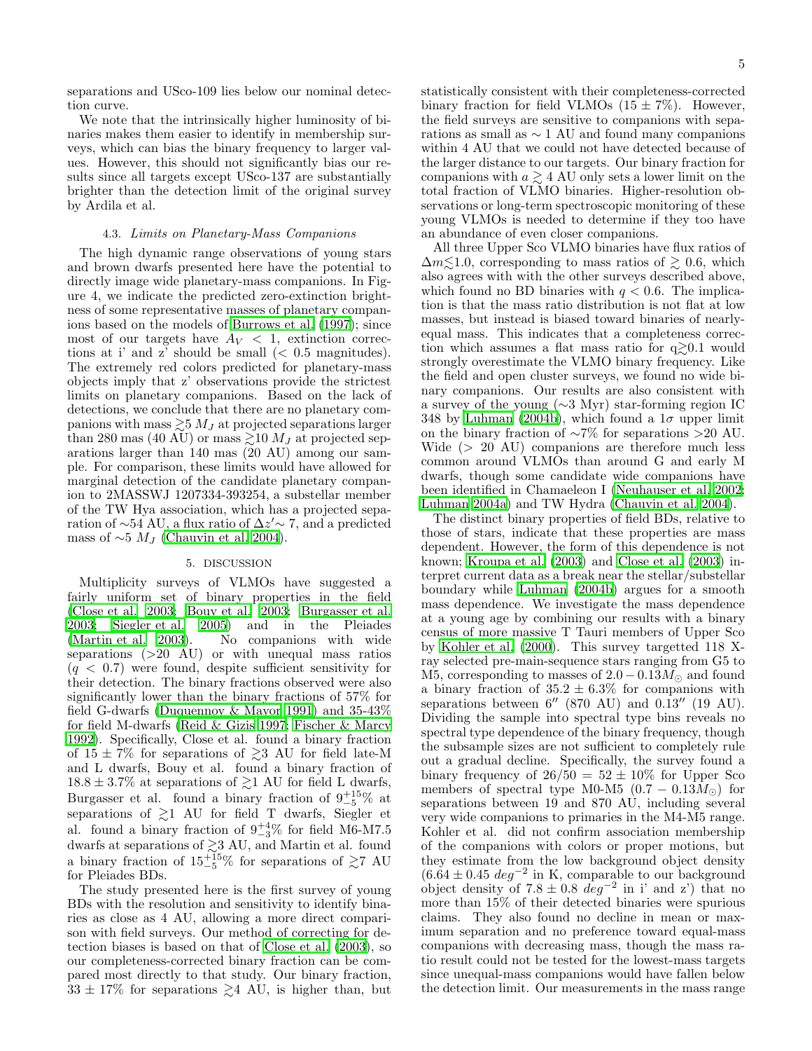separations and USco-109 lies below our nominal detection curve.

We note that the intrinsically higher luminosity of binaries makes them easier to identify in membership surveys, which can bias the binary frequency to larger values. However, this should not significantly bias our results since all targets except USco-137 are substantially brighter than the detection limit of the original survey by Ardila et al.

### 4.3. *Limits on Planetary-Mass Companions*

The high dynamic range observations of young stars and brown dwarfs presented here have the potential to directly image wide planetary-mass companions. In Figure 4, we indicate the predicted zero-extinction brightness of some representative masses of planetary companions based on the models of Burrows et al. (1997); since most of our targets have $A_V < 1$, extinction corrections at i' and z' should be small ($<$ 0.5 magnitudes). The extremely red colors predicted for planetary-mass objects imply that z' observations provide the strictest limits on planetary companions. Based on the lack of detections, we conclude that there are no planetary companions with mass $\gtrsim 5\ M_J$ at projected separations larger than 280 mas (40 AU) or mass $\gtrsim 10\ M_J$ at projected separations larger than 140 mas (20 AU) among our sample. For comparison, these limits would have allowed for marginal detection of the candidate planetary companion to 2MASSWJ 1207334-393254, a substellar member of the TW Hya association, which has a projected separation of $\sim$54 AU, a flux ratio of $\Delta z' \sim 7$, and a predicted mass of $\sim 5\ M_J$ (Chauvin et al. 2004).

## 5. DISCUSSION

Multiplicity surveys of VLMOs have suggested a fairly uniform set of binary properties in the field (Close et al. 2003; Bouy et al. 2003; Burgasser et al. 2003; Siegler et al. 2005) and in the Pleiades (Martin et al. 2003). No companions with wide separations ($>$20 AU) or with unequal mass ratios ($q < 0.7$) were found, despite sufficient sensitivity for their detection. The binary fractions observed were also significantly lower than the binary fractions of 57% for field G-dwarfs (Duquennoy & Mayor 1991) and 35-43% for field M-dwarfs (Reid & Gizis 1997; Fischer & Marcy 1992). Specifically, Close et al. found a binary fraction of $15 \pm 7$% for separations of $\gtrsim$3 AU for field late-M and L dwarfs, Bouy et al. found a binary fraction of $18.8 \pm 3.7$% at separations of $\gtrsim$1 AU for field L dwarfs, Burgasser et al. found a binary fraction of $9^{+15}_{-5}$% at separations of $\gtrsim$1 AU for field T dwarfs, Siegler et al. found a binary fraction of $9^{+4}_{-3}$% for field M6-M7.5 dwarfs at separations of $\gtrsim$3 AU, and Martin et al. found a binary fraction of $15^{+15}_{-5}$% for separations of $\gtrsim$7 AU for Pleiades BDs.

The study presented here is the first survey of young BDs with the resolution and sensitivity to identify binaries as close as 4 AU, allowing a more direct comparison with field surveys. Our method of correcting for detection biases is based on that of Close et al. (2003), so our completeness-corrected binary fraction can be compared most directly to that study. Our binary fraction, $33 \pm 17$% for separations $\gtrsim$4 AU, is higher than, but statistically consistent with their completeness-corrected binary fraction for field VLMOs ($15 \pm 7$%). However, the field surveys are sensitive to companions with separations as small as $\sim$ 1 AU and found many companions within 4 AU that we could not have detected because of the larger distance to our targets. Our binary fraction for companions with $a \gtrsim 4$ AU only sets a lower limit on the total fraction of VLMO binaries. Higher-resolution observations or long-term spectroscopic monitoring of these young VLMOs is needed to determine if they too have an abundance of even closer companions.

All three Upper Sco VLMO binaries have flux ratios of $\Delta m \lesssim 1.0$, corresponding to mass ratios of $\gtrsim$ 0.6, which also agrees with with the other surveys described above, which found no BD binaries with $q < 0.6$. The implication is that the mass ratio distribution is not flat at low masses, but instead is biased toward binaries of nearly-equal mass. This indicates that a completeness correction which assumes a flat mass ratio for $q \gtrsim 0.1$ would strongly overestimate the VLMO binary frequency. Like the field and open cluster surveys, we found no wide binary companions. Our results are also consistent with a survey of the young ($\sim$3 Myr) star-forming region IC 348 by Luhman (2004b), which found a 1$\sigma$ upper limit on the binary fraction of $\sim$7% for separations $>$20 AU. Wide ($>$ 20 AU) companions are therefore much less common around VLMOs than around G and early M dwarfs, though some candidate wide companions have been identified in Chamaeleon I (Neuhauser et al. 2002; Luhman 2004a) and TW Hydra (Chauvin et al. 2004).

The distinct binary properties of field BDs, relative to those of stars, indicate that these properties are mass dependent. However, the form of this dependence is not known; Kroupa et al. (2003) and Close et al. (2003) interpret current data as a break near the stellar/substellar boundary while Luhman (2004b) argues for a smooth mass dependence. We investigate the mass dependence at a young age by combining our results with a binary census of more massive T Tauri members of Upper Sco by Kohler et al. (2000). This survey targetted 118 X-ray selected pre-main-sequence stars ranging from G5 to M5, corresponding to masses of $2.0 - 0.13 M_\odot$ and found a binary fraction of $35.2 \pm 6.3$% for companions with separations between 6'' (870 AU) and 0.13'' (19 AU). Dividing the sample into spectral type bins reveals no spectral type dependence of the binary frequency, though the subsample sizes are not sufficient to completely rule out a gradual decline. Specifically, the survey found a binary frequency of $26/50 = 52 \pm 10$% for Upper Sco members of spectral type M0-M5 ($0.7 - 0.13 M_\odot$) for separations between 19 and 870 AU, including several very wide companions to primaries in the M4-M5 range. Kohler et al. did not confirm association membership of the companions with colors or proper motions, but they estimate from the low background object density ($6.64 \pm 0.45\ deg^{-2}$ in K, comparable to our background object density of $7.8 \pm 0.8\ deg^{-2}$ in i' and z') that no more than 15% of their detected binaries were spurious claims. They also found no decline in mean or maximum separation and no preference toward equal-mass companions with decreasing mass, though the mass ratio result could not be tested for the lowest-mass targets since unequal-mass companions would have fallen below the detection limit. Our measurements in the mass range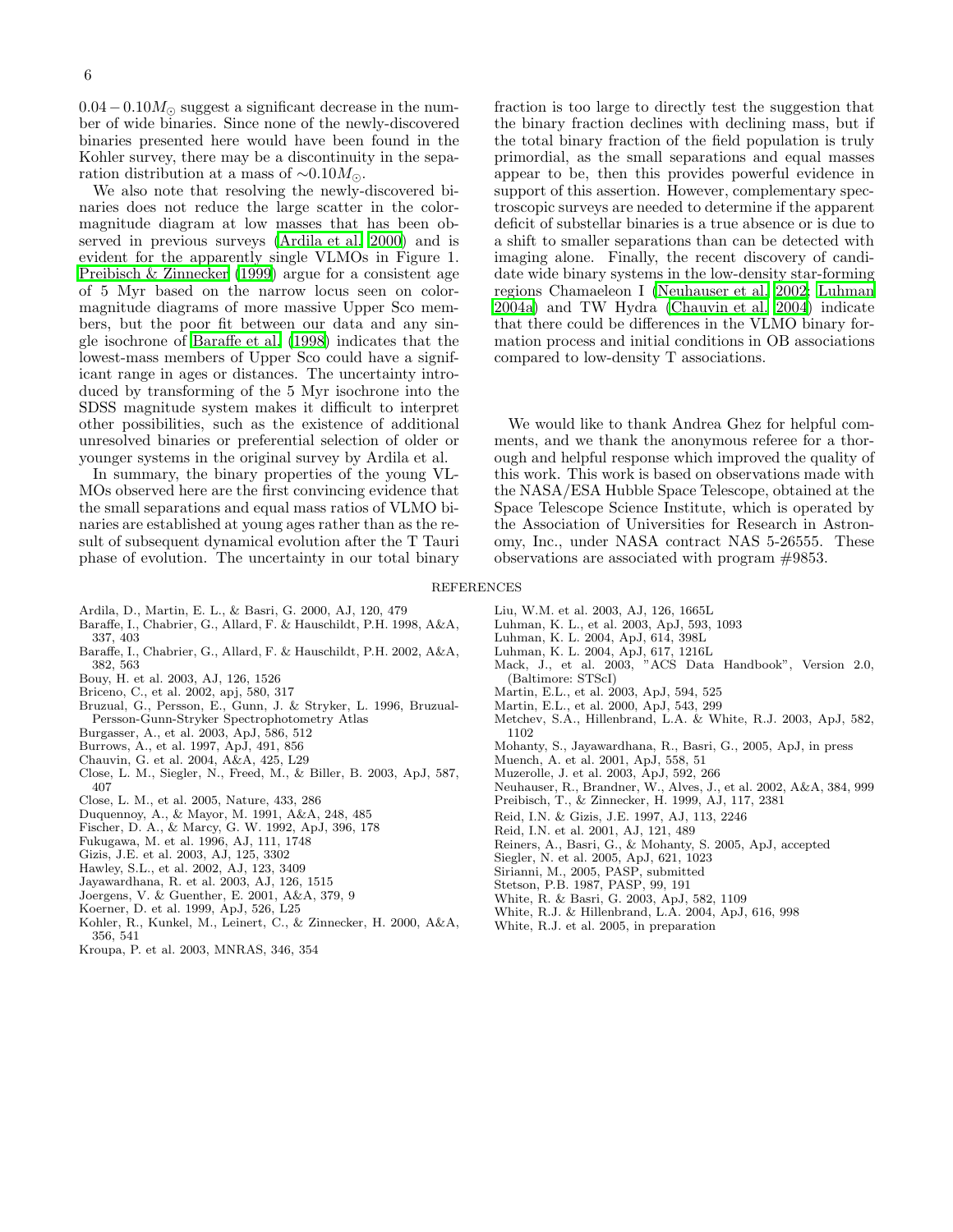$0.04-0.10M_{\odot}$ suggest a significant decrease in the number of wide binaries. Since none of the newly-discovered binaries presented here would have been found in the Kohler survey, there may be a discontinuity in the separation distribution at a mass of $\sim 0.10M_{\odot}$.

We also note that resolving the newly-discovered binaries does not reduce the large scatter in the color-magnitude diagram at low masses that has been observed in previous surveys (Ardila et al. 2000) and is evident for the apparently single VLMOs in Figure 1. Preibisch & Zinnecker (1999) argue for a consistent age of 5 Myr based on the narrow locus seen on color-magnitude diagrams of more massive Upper Sco members, but the poor fit between our data and any single isochrone of Baraffe et al. (1998) indicates that the lowest-mass members of Upper Sco could have a significant range in ages or distances. The uncertainty introduced by transforming of the 5 Myr isochrone into the SDSS magnitude system makes it difficult to interpret other possibilities, such as the existence of additional unresolved binaries or preferential selection of older or younger systems in the original survey by Ardila et al.

In summary, the binary properties of the young VLMOs observed here are the first convincing evidence that the small separations and equal mass ratios of VLMO binaries are established at young ages rather than as the result of subsequent dynamical evolution after the T Tauri phase of evolution. The uncertainty in our total binary fraction is too large to directly test the suggestion that the binary fraction declines with declining mass, but if the total binary fraction of the field population is truly primordial, as the small separations and equal masses appear to be, then this provides powerful evidence in support of this assertion. However, complementary spectroscopic surveys are needed to determine if the apparent deficit of substellar binaries is a true absence or is due to a shift to smaller separations than can be detected with imaging alone. Finally, the recent discovery of candidate wide binary systems in the low-density star-forming regions Chamaeleon I (Neuhauser et al. 2002; Luhman 2004a) and TW Hydra (Chauvin et al. 2004) indicate that there could be differences in the VLMO binary formation process and initial conditions in OB associations compared to low-density T associations.

We would like to thank Andrea Ghez for helpful comments, and we thank the anonymous referee for a thorough and helpful response which improved the quality of this work. This work is based on observations made with the NASA/ESA Hubble Space Telescope, obtained at the Space Telescope Science Institute, which is operated by the Association of Universities for Research in Astronomy, Inc., under NASA contract NAS 5-26555. These observations are associated with program #9853.

## REFERENCES

Ardila, D., Martin, E. L., & Basri, G. 2000, AJ, 120, 479
Baraffe, I., Chabrier, G., Allard, F. & Hauschildt, P.H. 1998, A&A, 337, 403
Baraffe, I., Chabrier, G., Allard, F. & Hauschildt, P.H. 2002, A&A, 382, 563
Bouy, H. et al. 2003, AJ, 126, 1526
Briceno, C., et al. 2002, apj, 580, 317
Bruzual, G., Persson, E., Gunn, J. & Stryker, L. 1996, Bruzual-Persson-Gunn-Stryker Spectrophotometry Atlas
Burgasser, A., et al. 2003, ApJ, 586, 512
Burrows, A., et al. 1997, ApJ, 491, 856
Chauvin, G. et al. 2004, A&A, 425, L29
Close, L. M., Siegler, N., Freed, M., & Biller, B. 2003, ApJ, 587, 407
Close, L. M., et al. 2005, Nature, 433, 286
Duquennoy, A., & Mayor, M. 1991, A&A, 248, 485
Fischer, D. A., & Marcy, G. W. 1992, ApJ, 396, 178
Fukugawa, M. et al. 1996, AJ, 111, 1748
Gizis, J.E. et al. 2003, AJ, 125, 3302
Hawley, S.L., et al. 2002, AJ, 123, 3409
Jayawardhana, R. et al. 2003, AJ, 126, 1515
Joergens, V. & Guenther, E. 2001, A&A, 379, 9
Koerner, D. et al. 1999, ApJ, 526, L25
Kohler, R., Kunkel, M., Leinert, C., & Zinnecker, H. 2000, A&A, 356, 541
Kroupa, P. et al. 2003, MNRAS, 346, 354
Liu, W.M. et al. 2003, AJ, 126, 1665L
Luhman, K. L., et al. 2003, ApJ, 593, 1093
Luhman, K. L. 2004, ApJ, 614, 398L
Luhman, K. L. 2004, ApJ, 617, 1216L
Mack, J., et al. 2003, "ACS Data Handbook", Version 2.0, (Baltimore: STScI)
Martin, E.L., et al. 2003, ApJ, 594, 525
Martin, E.L., et al. 2000, ApJ, 543, 299
Metchev, S.A., Hillenbrand, L.A. & White, R.J. 2003, ApJ, 582, 1102
Mohanty, S., Jayawardhana, R., Basri, G., 2005, ApJ, in press
Muench, A. et al. 2001, ApJ, 558, 51
Muzerolle, J. et al. 2003, ApJ, 592, 266
Neuhauser, R., Brandner, W., Alves, J., et al. 2002, A&A, 384, 999
Preibisch, T., & Zinnecker, H. 1999, AJ, 117, 2381
Reid, I.N. & Gizis, J.E. 1997, AJ, 113, 2246
Reid, I.N. et al. 2001, AJ, 121, 489
Reiners, A., Basri, G., & Mohanty, S. 2005, ApJ, accepted
Siegler, N. et al. 2005, ApJ, 621, 1023
Sirianni, M., 2005, PASP, submitted
Stetson, P.B. 1987, PASP, 99, 191
White, R. & Basri, G. 2003, ApJ, 582, 1109
White, R.J. & Hillenbrand, L.A. 2004, ApJ, 616, 998
White, R.J. et al. 2005, in preparation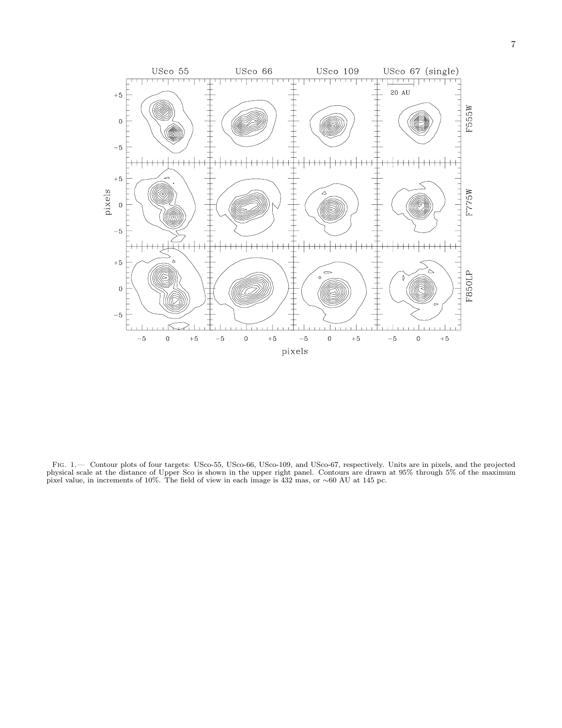Fig. 1.— Contour plots of four targets: USco-55, USco-66, USco-109, and USco-67, respectively. Units are in pixels, and the projected physical scale at the distance of Upper Sco is shown in the upper right panel. Contours are drawn at 95% through 5% of the maximum pixel value, in increments of 10%. The field of view in each image is 432 mas, or ∼60 AU at 145 pc.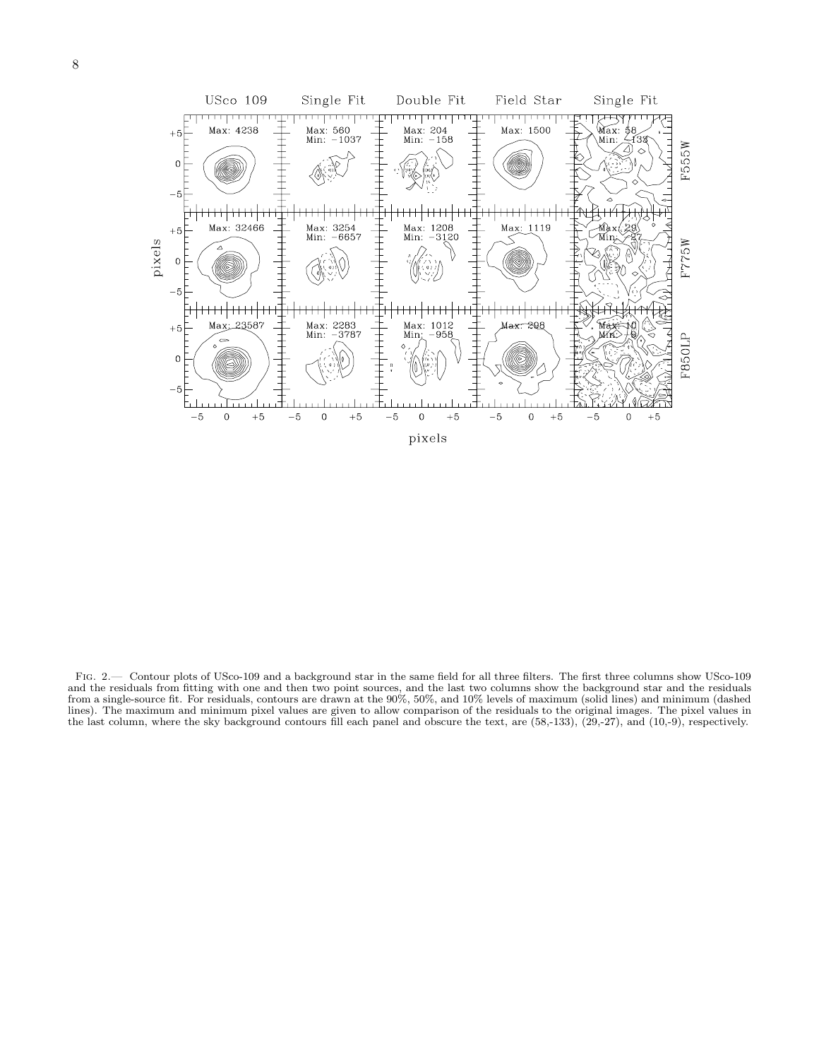Fig. 2.— Contour plots of USco-109 and a background star in the same field for all three filters. The first three columns show USco-109 and the residuals from fitting with one and then two point sources, and the last two columns show the background star and the residuals from a single-source fit. For residuals, contours are drawn at the 90%, 50%, and 10% levels of maximum (solid lines) and minimum (dashed lines). The maximum and minimum pixel values are given to allow comparison of the residuals to the original images. The pixel values in the last column, where the sky background contours fill each panel and obscure the text, are (58,-133), (29,-27), and (10,-9), respectively.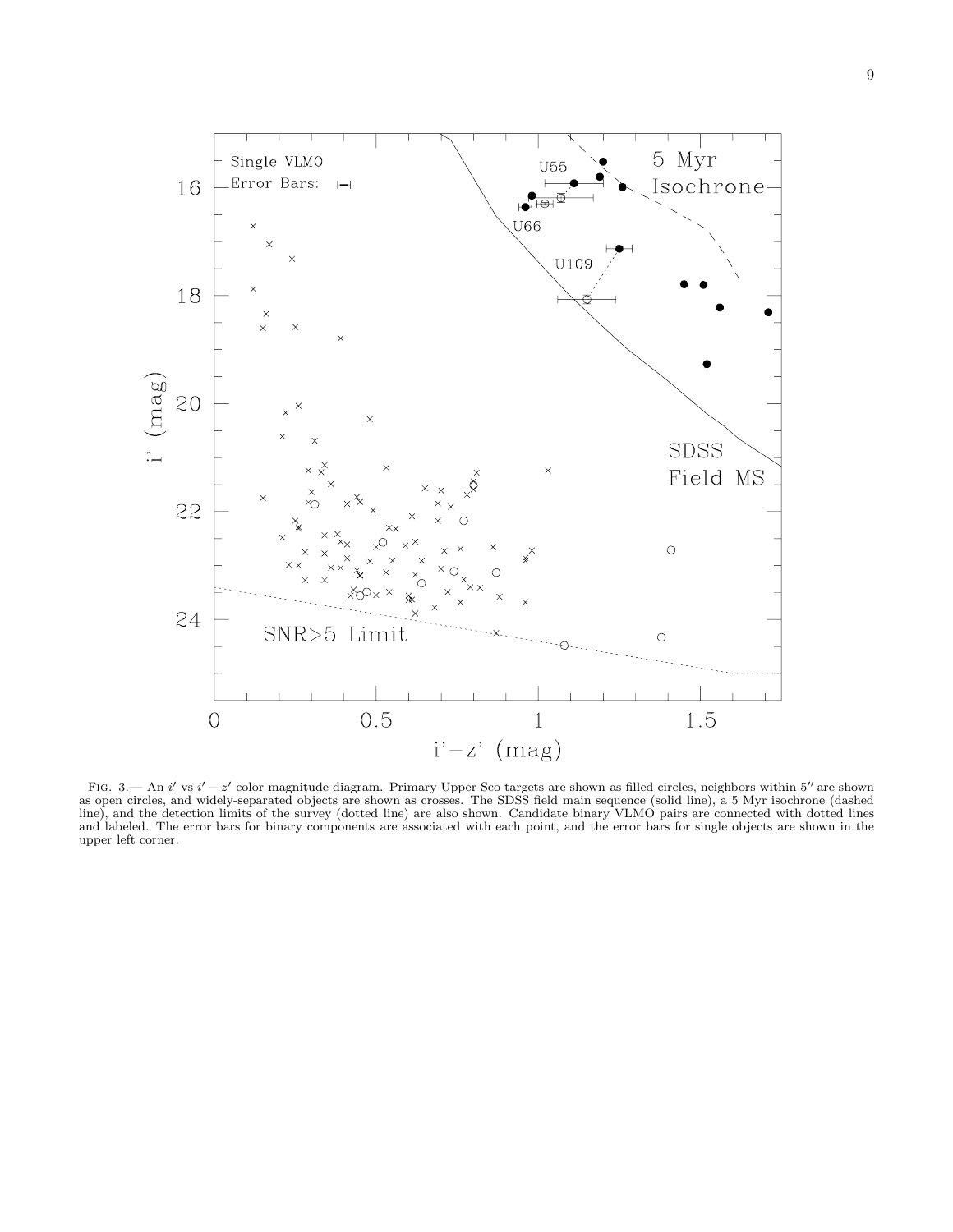FIG. 3.— An $i'$ vs $i' - z'$ color magnitude diagram. Primary Upper Sco targets are shown as filled circles, neighbors within $5''$ are shown as open circles, and widely-separated objects are shown as crosses. The SDSS field main sequence (solid line), a 5 Myr isochrone (dashed line), and the detection limits of the survey (dotted line) are also shown. Candidate binary VLMO pairs are connected with dotted lines and labeled. The error bars for binary components are associated with each point, and the error bars for single objects are shown in the upper left corner.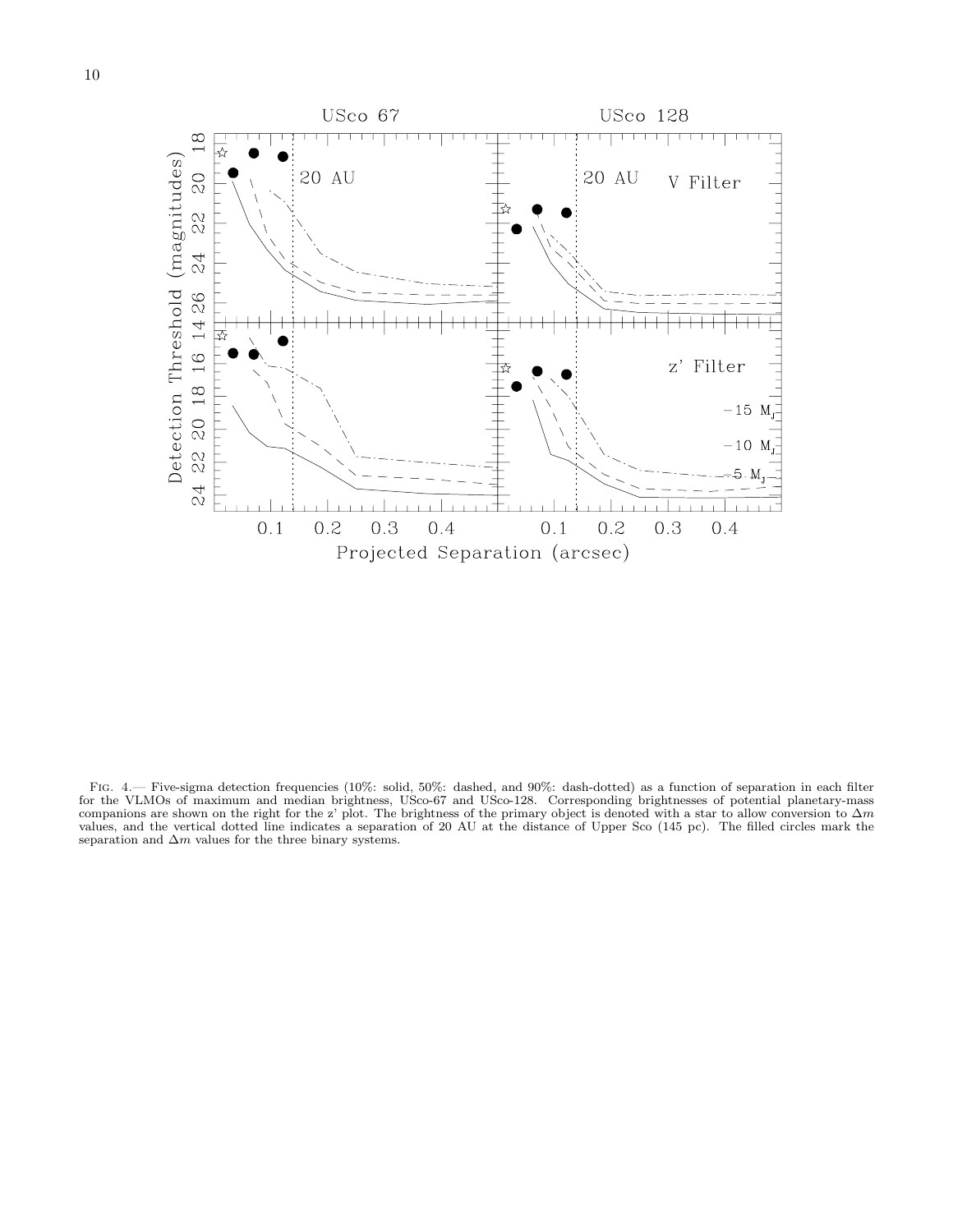USco 67

USco 128

Detection Threshold (magnitudes)

20 AU

20 AU

V Filter

z' Filter

−15 $M_J$

−10 $M_J$

−5 $M_J$

Projected Separation (arcsec)

0.1 0.2 0.3 0.4

0.1 0.2 0.3 0.4

18 20 22 24 26

14 16 18 20 22 24

Fig. 4.— Five-sigma detection frequencies (10%: solid, 50%: dashed, and 90%: dash-dotted) as a function of separation in each filter for the VLMOs of maximum and median brightness, USco-67 and USco-128. Corresponding brightnesses of potential planetary-mass companions are shown on the right for the z' plot. The brightness of the primary object is denoted with a star to allow conversion to $\Delta m$ values, and the vertical dotted line indicates a separation of 20 AU at the distance of Upper Sco (145 pc). The filled circles mark the separation and $\Delta m$ values for the three binary systems.